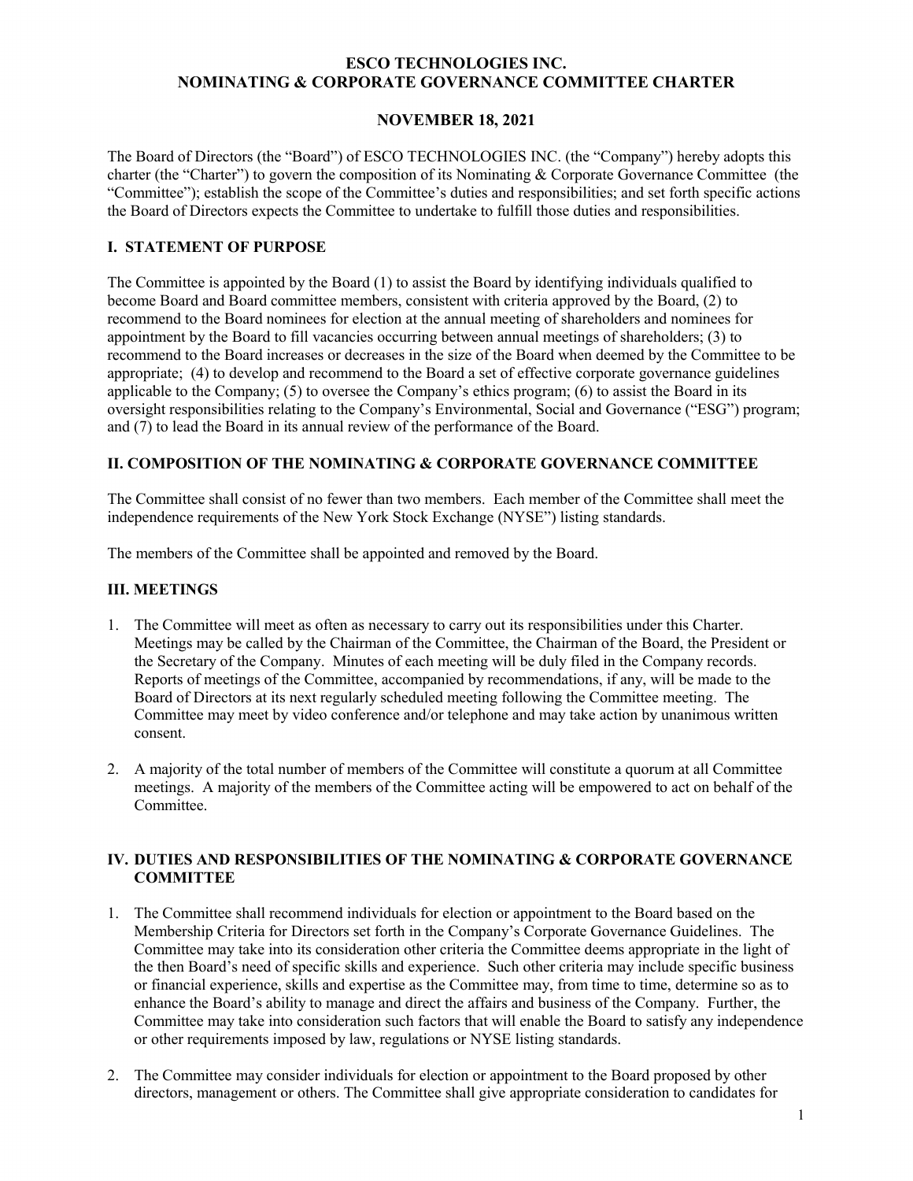# ESCO TECHNOLOGIES INC.
# NOMINATING & CORPORATE GOVERNANCE COMMITTEE CHARTER

**NOVEMBER 18, 2021**

The Board of Directors (the "Board") of ESCO TECHNOLOGIES INC. (the "Company") hereby adopts this charter (the "Charter") to govern the composition of its Nominating & Corporate Governance Committee (the "Committee"); establish the scope of the Committee's duties and responsibilities; and set forth specific actions the Board of Directors expects the Committee to undertake to fulfill those duties and responsibilities.

## I. STATEMENT OF PURPOSE

The Committee is appointed by the Board (1) to assist the Board by identifying individuals qualified to become Board and Board committee members, consistent with criteria approved by the Board, (2) to recommend to the Board nominees for election at the annual meeting of shareholders and nominees for appointment by the Board to fill vacancies occurring between annual meetings of shareholders; (3) to recommend to the Board increases or decreases in the size of the Board when deemed by the Committee to be appropriate; (4) to develop and recommend to the Board a set of effective corporate governance guidelines applicable to the Company; (5) to oversee the Company's ethics program; (6) to assist the Board in its oversight responsibilities relating to the Company's Environmental, Social and Governance ("ESG") program; and (7) to lead the Board in its annual review of the performance of the Board.

## II. COMPOSITION OF THE NOMINATING & CORPORATE GOVERNANCE COMMITTEE

The Committee shall consist of no fewer than two members. Each member of the Committee shall meet the independence requirements of the New York Stock Exchange (NYSE") listing standards.

The members of the Committee shall be appointed and removed by the Board.

## III. MEETINGS

1. The Committee will meet as often as necessary to carry out its responsibilities under this Charter. Meetings may be called by the Chairman of the Committee, the Chairman of the Board, the President or the Secretary of the Company. Minutes of each meeting will be duly filed in the Company records. Reports of meetings of the Committee, accompanied by recommendations, if any, will be made to the Board of Directors at its next regularly scheduled meeting following the Committee meeting. The Committee may meet by video conference and/or telephone and may take action by unanimous written consent.

2. A majority of the total number of members of the Committee will constitute a quorum at all Committee meetings. A majority of the members of the Committee acting will be empowered to act on behalf of the Committee.

## IV. DUTIES AND RESPONSIBILITIES OF THE NOMINATING & CORPORATE GOVERNANCE COMMITTEE

1. The Committee shall recommend individuals for election or appointment to the Board based on the Membership Criteria for Directors set forth in the Company's Corporate Governance Guidelines. The Committee may take into its consideration other criteria the Committee deems appropriate in the light of the then Board's need of specific skills and experience. Such other criteria may include specific business or financial experience, skills and expertise as the Committee may, from time to time, determine so as to enhance the Board's ability to manage and direct the affairs and business of the Company. Further, the Committee may take into consideration such factors that will enable the Board to satisfy any independence or other requirements imposed by law, regulations or NYSE listing standards.

2. The Committee may consider individuals for election or appointment to the Board proposed by other directors, management or others. The Committee shall give appropriate consideration to candidates for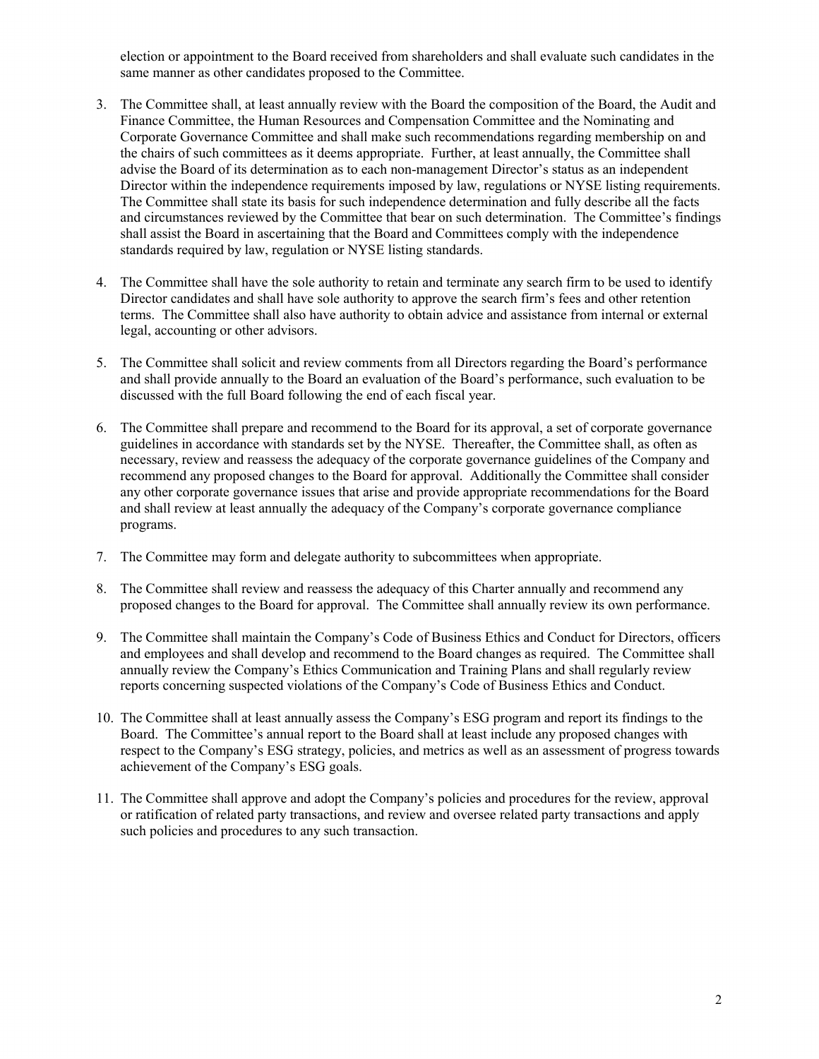election or appointment to the Board received from shareholders and shall evaluate such candidates in the same manner as other candidates proposed to the Committee.

3. The Committee shall, at least annually review with the Board the composition of the Board, the Audit and Finance Committee, the Human Resources and Compensation Committee and the Nominating and Corporate Governance Committee and shall make such recommendations regarding membership on and the chairs of such committees as it deems appropriate. Further, at least annually, the Committee shall advise the Board of its determination as to each non-management Director's status as an independent Director within the independence requirements imposed by law, regulations or NYSE listing requirements. The Committee shall state its basis for such independence determination and fully describe all the facts and circumstances reviewed by the Committee that bear on such determination. The Committee's findings shall assist the Board in ascertaining that the Board and Committees comply with the independence standards required by law, regulation or NYSE listing standards.

4. The Committee shall have the sole authority to retain and terminate any search firm to be used to identify Director candidates and shall have sole authority to approve the search firm's fees and other retention terms. The Committee shall also have authority to obtain advice and assistance from internal or external legal, accounting or other advisors.

5. The Committee shall solicit and review comments from all Directors regarding the Board's performance and shall provide annually to the Board an evaluation of the Board's performance, such evaluation to be discussed with the full Board following the end of each fiscal year.

6. The Committee shall prepare and recommend to the Board for its approval, a set of corporate governance guidelines in accordance with standards set by the NYSE. Thereafter, the Committee shall, as often as necessary, review and reassess the adequacy of the corporate governance guidelines of the Company and recommend any proposed changes to the Board for approval. Additionally the Committee shall consider any other corporate governance issues that arise and provide appropriate recommendations for the Board and shall review at least annually the adequacy of the Company's corporate governance compliance programs.

7. The Committee may form and delegate authority to subcommittees when appropriate.

8. The Committee shall review and reassess the adequacy of this Charter annually and recommend any proposed changes to the Board for approval. The Committee shall annually review its own performance.

9. The Committee shall maintain the Company's Code of Business Ethics and Conduct for Directors, officers and employees and shall develop and recommend to the Board changes as required. The Committee shall annually review the Company's Ethics Communication and Training Plans and shall regularly review reports concerning suspected violations of the Company's Code of Business Ethics and Conduct.

10. The Committee shall at least annually assess the Company's ESG program and report its findings to the Board. The Committee's annual report to the Board shall at least include any proposed changes with respect to the Company's ESG strategy, policies, and metrics as well as an assessment of progress towards achievement of the Company's ESG goals.

11. The Committee shall approve and adopt the Company's policies and procedures for the review, approval or ratification of related party transactions, and review and oversee related party transactions and apply such policies and procedures to any such transaction.